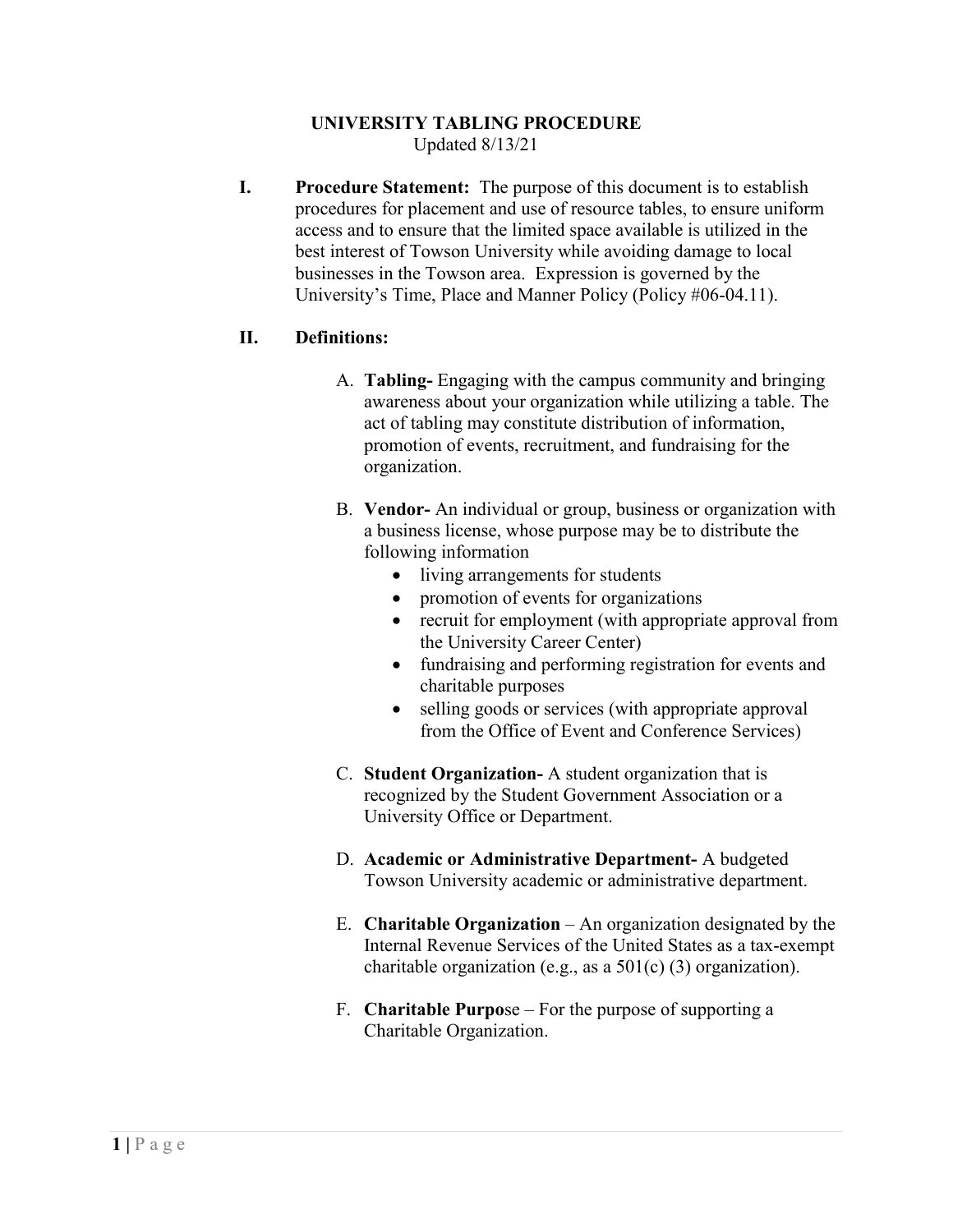# UNIVERSITY TABLING PROCEDURE

Updated 8/13/21

**I. Procedure Statement:** The purpose of this document is to establish procedures for placement and use of resource tables, to ensure uniform access and to ensure that the limited space available is utilized in the best interest of Towson University while avoiding damage to local businesses in the Towson area. Expression is governed by the University's Time, Place and Manner Policy (Policy #06-04.11).

**II. Definitions:**

A. **Tabling-** Engaging with the campus community and bringing awareness about your organization while utilizing a table. The act of tabling may constitute distribution of information, promotion of events, recruitment, and fundraising for the organization.

B. **Vendor-** An individual or group, business or organization with a business license, whose purpose may be to distribute the following information

- living arrangements for students
- promotion of events for organizations
- recruit for employment (with appropriate approval from the University Career Center)
- fundraising and performing registration for events and charitable purposes
- selling goods or services (with appropriate approval from the Office of Event and Conference Services)

C. **Student Organization-** A student organization that is recognized by the Student Government Association or a University Office or Department.

D. **Academic or Administrative Department-** A budgeted Towson University academic or administrative department.

E. **Charitable Organization** – An organization designated by the Internal Revenue Services of the United States as a tax-exempt charitable organization (e.g., as a 501(c) (3) organization).

F. **Charitable Purpo**se – For the purpose of supporting a Charitable Organization.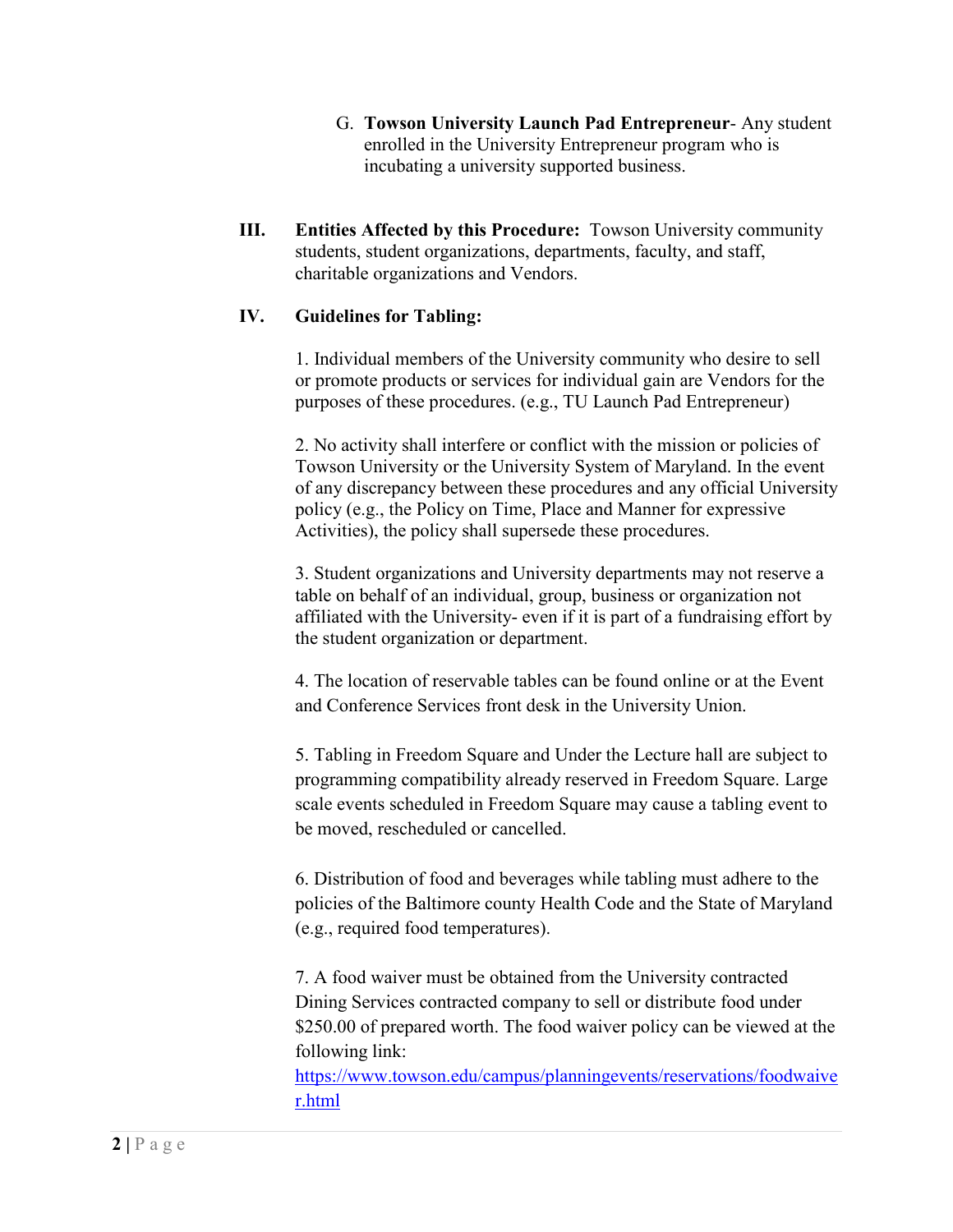G. **Towson University Launch Pad Entrepreneur**- Any student enrolled in the University Entrepreneur program who is incubating a university supported business.

## III. Entities Affected by this Procedure:

Towson University community students, student organizations, departments, faculty, and staff, charitable organizations and Vendors.

## IV. Guidelines for Tabling:

1. Individual members of the University community who desire to sell or promote products or services for individual gain are Vendors for the purposes of these procedures. (e.g., TU Launch Pad Entrepreneur)

2. No activity shall interfere or conflict with the mission or policies of Towson University or the University System of Maryland. In the event of any discrepancy between these procedures and any official University policy (e.g., the Policy on Time, Place and Manner for expressive Activities), the policy shall supersede these procedures.

3. Student organizations and University departments may not reserve a table on behalf of an individual, group, business or organization not affiliated with the University- even if it is part of a fundraising effort by the student organization or department.

4. The location of reservable tables can be found online or at the Event and Conference Services front desk in the University Union.

5. Tabling in Freedom Square and Under the Lecture hall are subject to programming compatibility already reserved in Freedom Square. Large scale events scheduled in Freedom Square may cause a tabling event to be moved, rescheduled or cancelled.

6. Distribution of food and beverages while tabling must adhere to the policies of the Baltimore county Health Code and the State of Maryland (e.g., required food temperatures).

7. A food waiver must be obtained from the University contracted Dining Services contracted company to sell or distribute food under $250.00 of prepared worth. The food waiver policy can be viewed at the following link: https://www.towson.edu/campus/planningevents/reservations/foodwaiver.html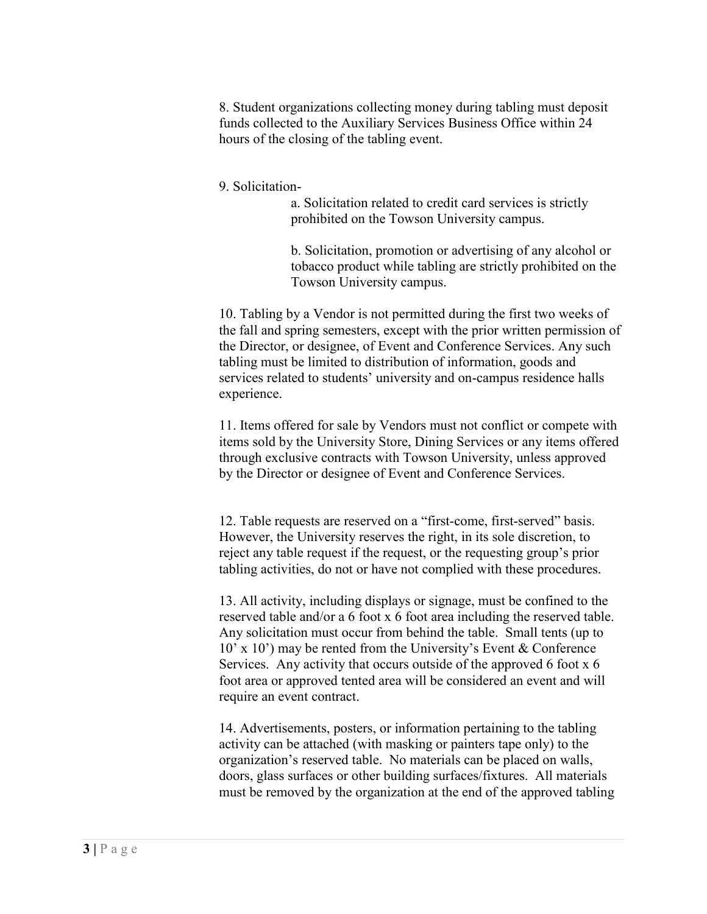8. Student organizations collecting money during tabling must deposit funds collected to the Auxiliary Services Business Office within 24 hours of the closing of the tabling event.

9. Solicitation-

   a. Solicitation related to credit card services is strictly prohibited on the Towson University campus.

   b. Solicitation, promotion or advertising of any alcohol or tobacco product while tabling are strictly prohibited on the Towson University campus.

10. Tabling by a Vendor is not permitted during the first two weeks of the fall and spring semesters, except with the prior written permission of the Director, or designee, of Event and Conference Services. Any such tabling must be limited to distribution of information, goods and services related to students' university and on-campus residence halls experience.

11. Items offered for sale by Vendors must not conflict or compete with items sold by the University Store, Dining Services or any items offered through exclusive contracts with Towson University, unless approved by the Director or designee of Event and Conference Services.

12. Table requests are reserved on a "first-come, first-served" basis. However, the University reserves the right, in its sole discretion, to reject any table request if the request, or the requesting group's prior tabling activities, do not or have not complied with these procedures.

13. All activity, including displays or signage, must be confined to the reserved table and/or a 6 foot x 6 foot area including the reserved table. Any solicitation must occur from behind the table. Small tents (up to 10' x 10') may be rented from the University's Event & Conference Services. Any activity that occurs outside of the approved 6 foot x 6 foot area or approved tented area will be considered an event and will require an event contract.

14. Advertisements, posters, or information pertaining to the tabling activity can be attached (with masking or painters tape only) to the organization's reserved table. No materials can be placed on walls, doors, glass surfaces or other building surfaces/fixtures. All materials must be removed by the organization at the end of the approved tabling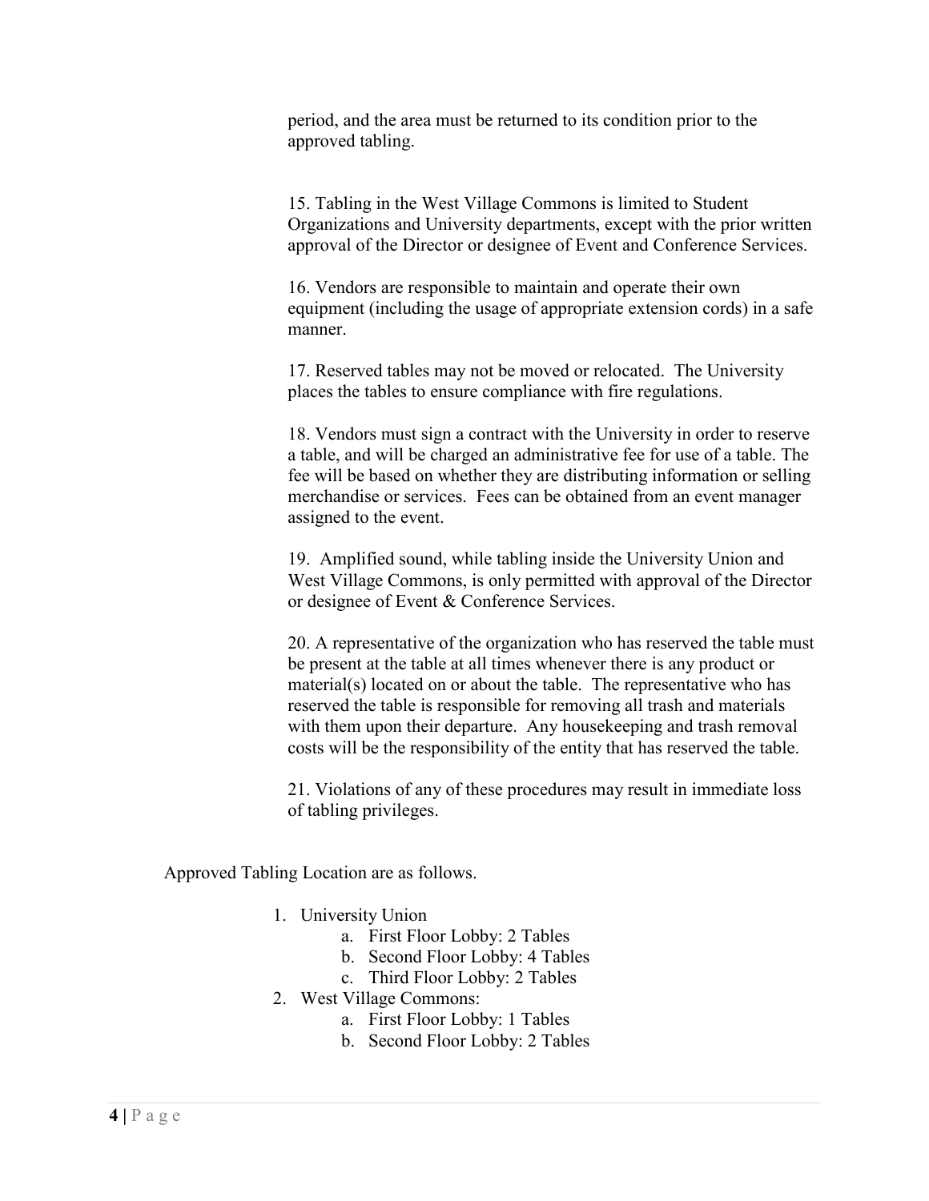period, and the area must be returned to its condition prior to the approved tabling.

15. Tabling in the West Village Commons is limited to Student Organizations and University departments, except with the prior written approval of the Director or designee of Event and Conference Services.

16. Vendors are responsible to maintain and operate their own equipment (including the usage of appropriate extension cords) in a safe manner.

17. Reserved tables may not be moved or relocated. The University places the tables to ensure compliance with fire regulations.

18. Vendors must sign a contract with the University in order to reserve a table, and will be charged an administrative fee for use of a table. The fee will be based on whether they are distributing information or selling merchandise or services. Fees can be obtained from an event manager assigned to the event.

19. Amplified sound, while tabling inside the University Union and West Village Commons, is only permitted with approval of the Director or designee of Event & Conference Services.

20. A representative of the organization who has reserved the table must be present at the table at all times whenever there is any product or material(s) located on or about the table. The representative who has reserved the table is responsible for removing all trash and materials with them upon their departure. Any housekeeping and trash removal costs will be the responsibility of the entity that has reserved the table.

21. Violations of any of these procedures may result in immediate loss of tabling privileges.

Approved Tabling Location are as follows.

1. University Union
   a. First Floor Lobby: 2 Tables
   b. Second Floor Lobby: 4 Tables
   c. Third Floor Lobby: 2 Tables
2. West Village Commons:
   a. First Floor Lobby: 1 Tables
   b. Second Floor Lobby: 2 Tables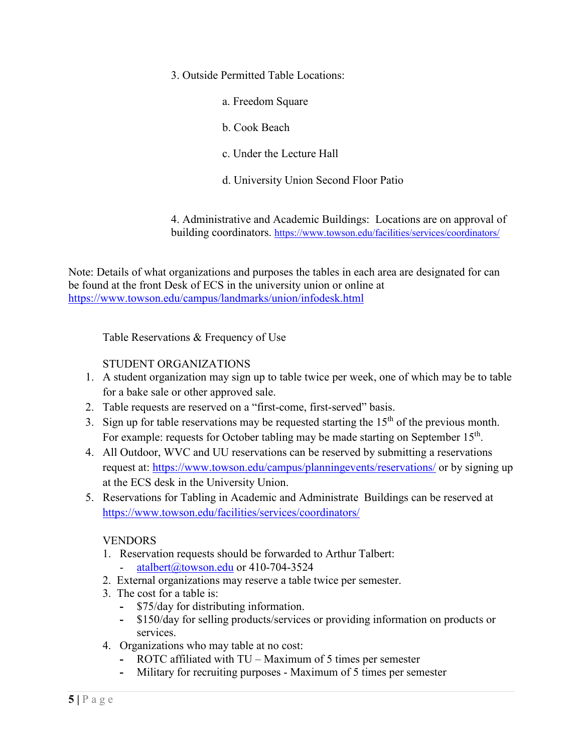3. Outside Permitted Table Locations:

   a. Freedom Square

   b. Cook Beach

   c. Under the Lecture Hall

   d. University Union Second Floor Patio

4. Administrative and Academic Buildings: Locations are on approval of building coordinators. https://www.towson.edu/facilities/services/coordinators/

Note: Details of what organizations and purposes the tables in each area are designated for can be found at the front Desk of ECS in the university union or online at https://www.towson.edu/campus/landmarks/union/infodesk.html

Table Reservations & Frequency of Use

STUDENT ORGANIZATIONS

1. A student organization may sign up to table twice per week, one of which may be to table for a bake sale or other approved sale.
2. Table requests are reserved on a "first-come, first-served" basis.
3. Sign up for table reservations may be requested starting the 15th of the previous month. For example: requests for October tabling may be made starting on September 15th.
4. All Outdoor, WVC and UU reservations can be reserved by submitting a reservations request at: https://www.towson.edu/campus/planningevents/reservations/ or by signing up at the ECS desk in the University Union.
5. Reservations for Tabling in Academic and Administrate Buildings can be reserved at https://www.towson.edu/facilities/services/coordinators/

VENDORS

1. Reservation requests should be forwarded to Arthur Talbert:
   - atalbert@towson.edu or 410-704-3524
2. External organizations may reserve a table twice per semester.
3. The cost for a table is:
   - $75/day for distributing information.
   - $150/day for selling products/services or providing information on products or services.
4. Organizations who may table at no cost:
   - ROTC affiliated with TU – Maximum of 5 times per semester
   - Military for recruiting purposes - Maximum of 5 times per semester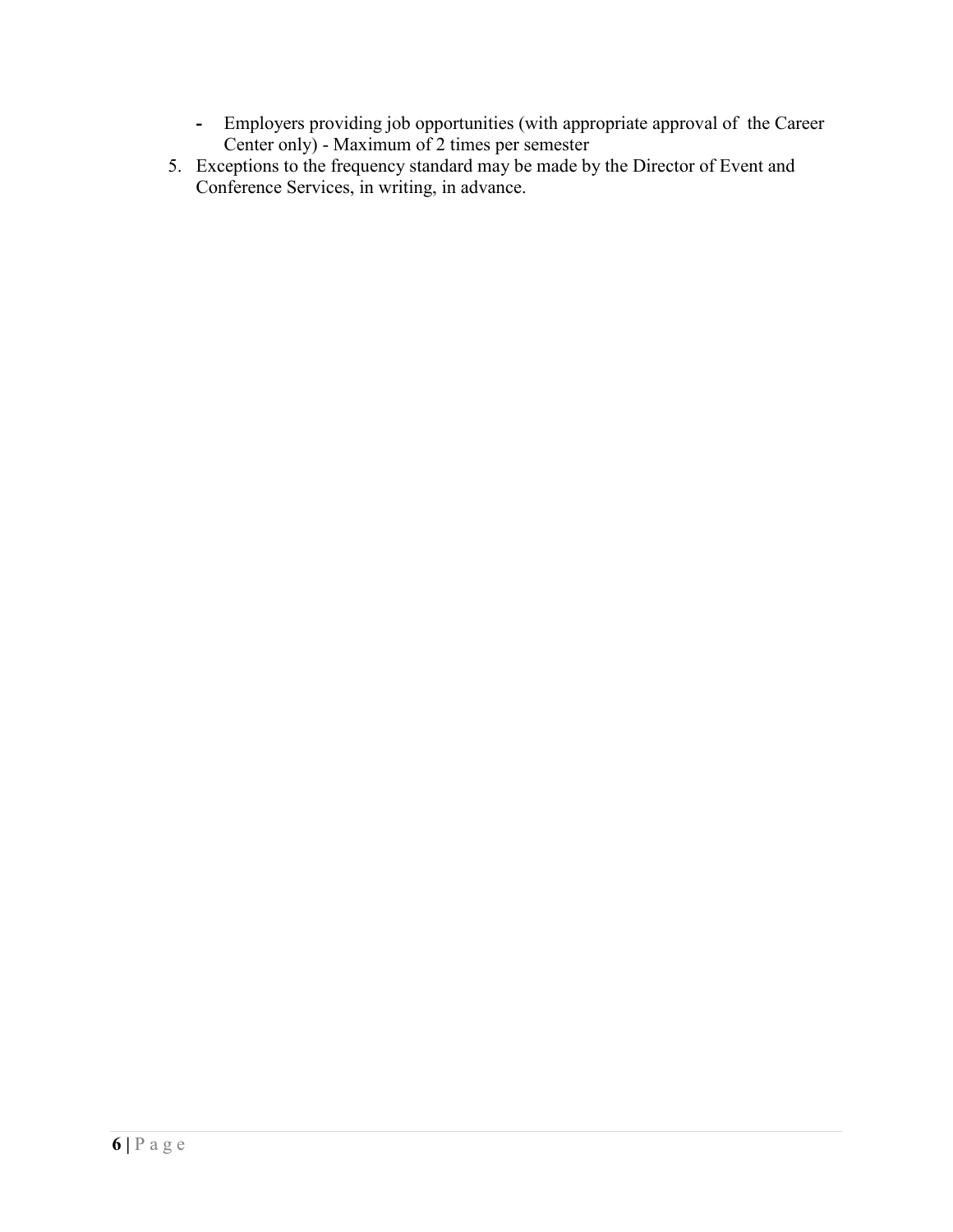- Employers providing job opportunities (with appropriate approval of  the Career Center only) - Maximum of 2 times per semester

5. Exceptions to the frequency standard may be made by the Director of Event and Conference Services, in writing, in advance.